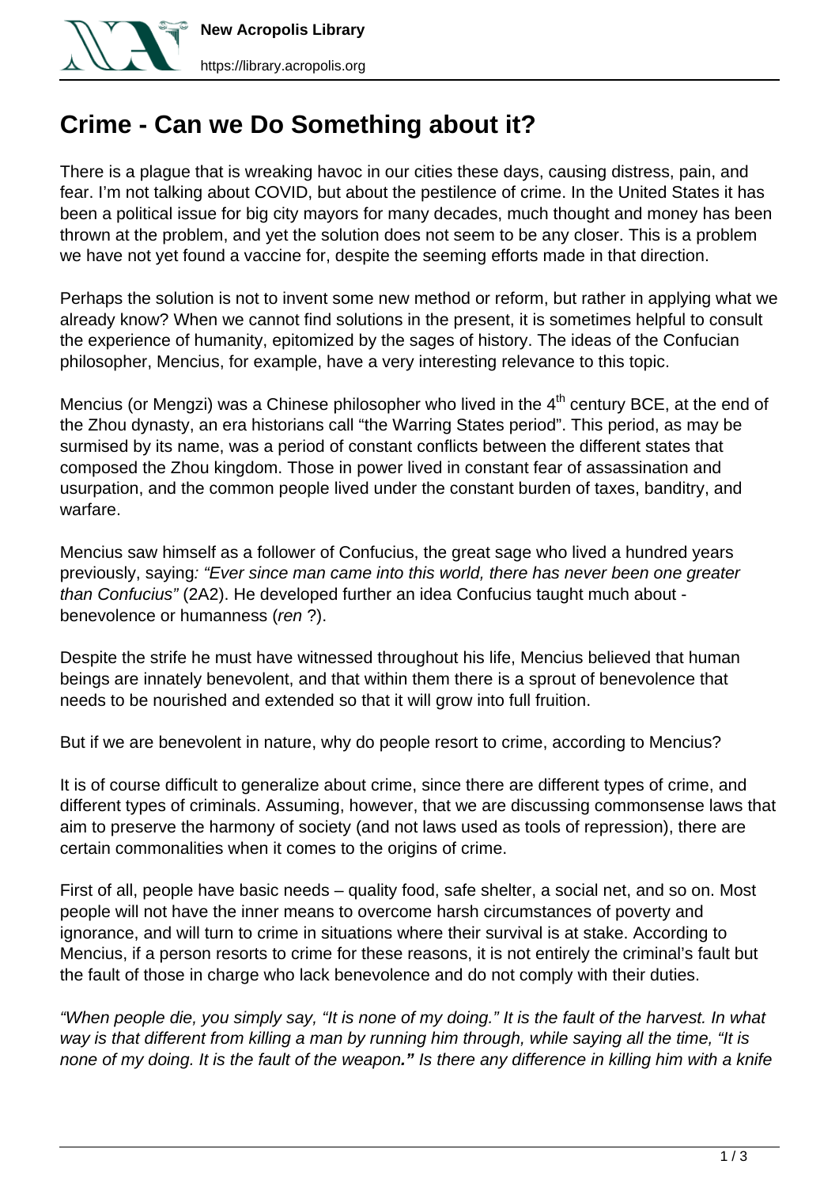# Crime - Can we Do Something about it?

There is a plague that is wreaking havoc in our cities these days, causing distress, pain, and fear. I'm not talking about COVID, but about the pestilence of crime. In the United States it has been a political issue for big city mayors for many decades, much thought and money has been thrown at the problem, and yet the solution does not seem to be any closer. This is a problem we have not yet found a vaccine for, despite the seeming efforts made in that direction.

Perhaps the solution is not to invent some new method or reform, but rather in applying what we already know? When we cannot find solutions in the present, it is sometimes helpful to consult the experience of humanity, epitomized by the sages of history. The ideas of the Confucian philosopher, Mencius, for example, have a very interesting relevance to this topic.

Mencius (or Mengzi) was a Chinese philosopher who lived in the 4th century BCE, at the end of the Zhou dynasty, an era historians call "the Warring States period". This period, as may be surmised by its name, was a period of constant conflicts between the different states that composed the Zhou kingdom. Those in power lived in constant fear of assassination and usurpation, and the common people lived under the constant burden of taxes, banditry, and warfare.

Mencius saw himself as a follower of Confucius, the great sage who lived a hundred years previously, saying*: "Ever since man came into this world, there has never been one greater than Confucius"* (2A2). He developed further an idea Confucius taught much about - benevolence or humanness (*ren* ?).

Despite the strife he must have witnessed throughout his life, Mencius believed that human beings are innately benevolent, and that within them there is a sprout of benevolence that needs to be nourished and extended so that it will grow into full fruition.

But if we are benevolent in nature, why do people resort to crime, according to Mencius?

It is of course difficult to generalize about crime, since there are different types of crime, and different types of criminals. Assuming, however, that we are discussing commonsense laws that aim to preserve the harmony of society (and not laws used as tools of repression), there are certain commonalities when it comes to the origins of crime.

First of all, people have basic needs – quality food, safe shelter, a social net, and so on. Most people will not have the inner means to overcome harsh circumstances of poverty and ignorance, and will turn to crime in situations where their survival is at stake. According to Mencius, if a person resorts to crime for these reasons, it is not entirely the criminal's fault but the fault of those in charge who lack benevolence and do not comply with their duties.

*"When people die, you simply say, "It is none of my doing." It is the fault of the harvest. In what way is that different from killing a man by running him through, while saying all the time, "It is none of my doing. It is the fault of the weapon.*" *Is there any difference in killing him with a knife*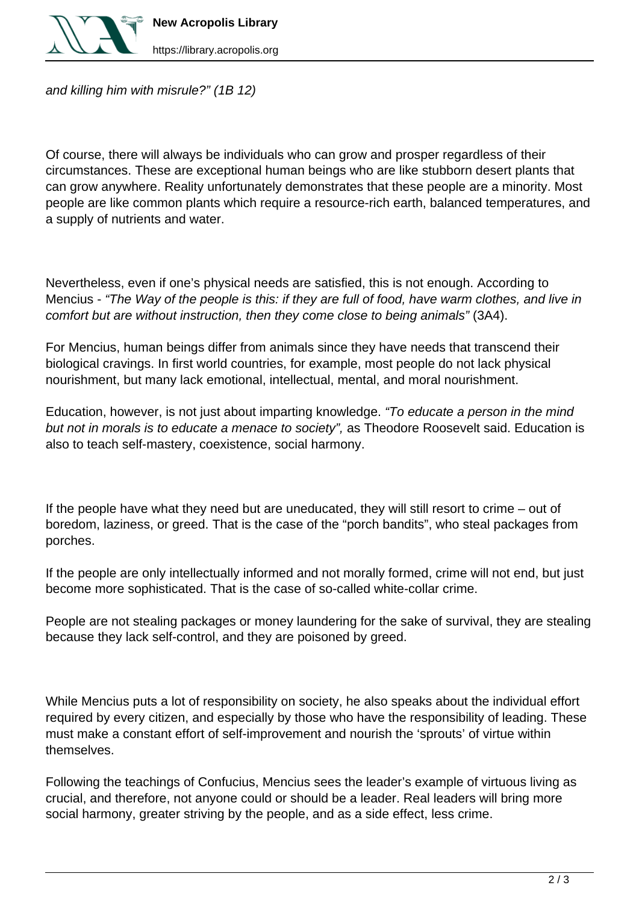*and killing him with misrule?" (1B 12)*

Of course, there will always be individuals who can grow and prosper regardless of their circumstances. These are exceptional human beings who are like stubborn desert plants that can grow anywhere. Reality unfortunately demonstrates that these people are a minority. Most people are like common plants which require a resource-rich earth, balanced temperatures, and a supply of nutrients and water.

Nevertheless, even if one's physical needs are satisfied, this is not enough. According to Mencius - *"The Way of the people is this: if they are full of food, have warm clothes, and live in comfort but are without instruction, then they come close to being animals"* (3A4).

For Mencius, human beings differ from animals since they have needs that transcend their biological cravings. In first world countries, for example, most people do not lack physical nourishment, but many lack emotional, intellectual, mental, and moral nourishment.

Education, however, is not just about imparting knowledge. *"To educate a person in the mind but not in morals is to educate a menace to society",* as Theodore Roosevelt said. Education is also to teach self-mastery, coexistence, social harmony.

If the people have what they need but are uneducated, they will still resort to crime – out of boredom, laziness, or greed. That is the case of the "porch bandits", who steal packages from porches.

If the people are only intellectually informed and not morally formed, crime will not end, but just become more sophisticated. That is the case of so-called white-collar crime.

People are not stealing packages or money laundering for the sake of survival, they are stealing because they lack self-control, and they are poisoned by greed.

While Mencius puts a lot of responsibility on society, he also speaks about the individual effort required by every citizen, and especially by those who have the responsibility of leading. These must make a constant effort of self-improvement and nourish the 'sprouts' of virtue within themselves.

Following the teachings of Confucius, Mencius sees the leader's example of virtuous living as crucial, and therefore, not anyone could or should be a leader. Real leaders will bring more social harmony, greater striving by the people, and as a side effect, less crime.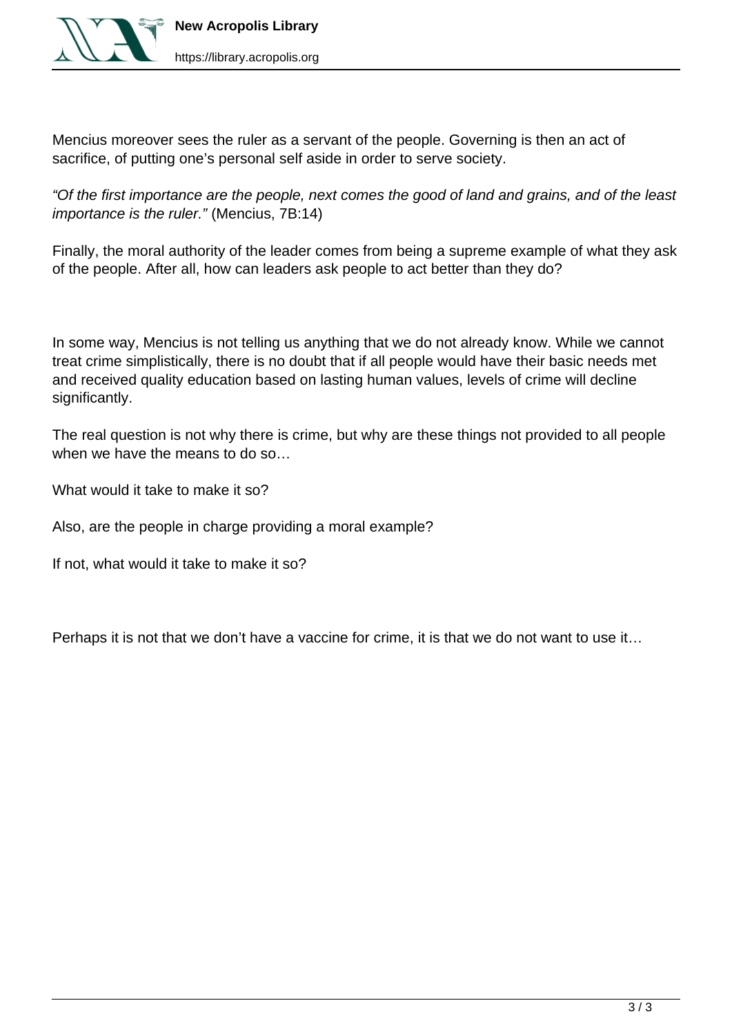Mencius moreover sees the ruler as a servant of the people. Governing is then an act of sacrifice, of putting one's personal self aside in order to serve society.

*"Of the first importance are the people, next comes the good of land and grains, and of the least importance is the ruler."* (Mencius, 7B:14)

Finally, the moral authority of the leader comes from being a supreme example of what they ask of the people. After all, how can leaders ask people to act better than they do?

In some way, Mencius is not telling us anything that we do not already know. While we cannot treat crime simplistically, there is no doubt that if all people would have their basic needs met and received quality education based on lasting human values, levels of crime will decline significantly.

The real question is not why there is crime, but why are these things not provided to all people when we have the means to do so…

What would it take to make it so?

Also, are the people in charge providing a moral example?

If not, what would it take to make it so?

Perhaps it is not that we don't have a vaccine for crime, it is that we do not want to use it…